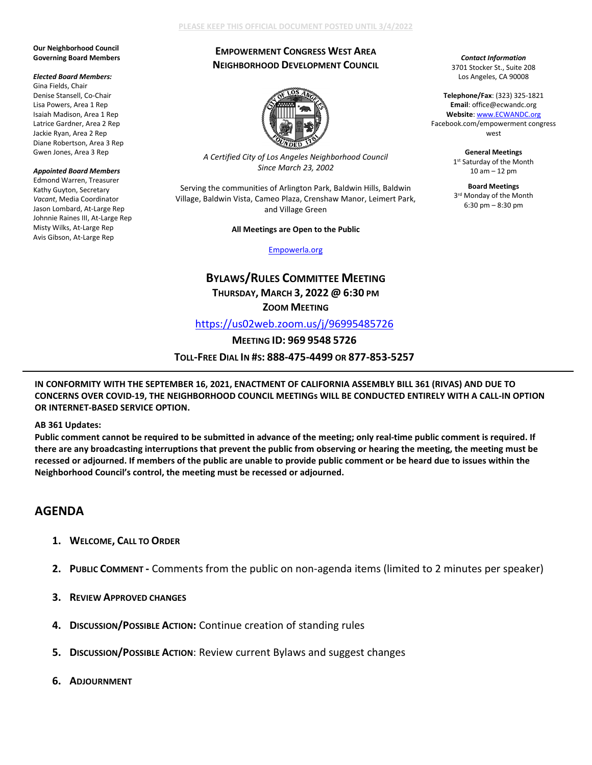PLEASE KEEP THIS OFFICIAL DOCUMENT POSTED UNTIL 3/4/2022

# EMPOWERMENT CONGRESS WEST AREA NEIGHBORHOOD DEVELOPMENT COUNCIL

*A Certified City of Los Angeles Neighborhood Council Since March 23, 2002*

Serving the communities of Arlington Park, Baldwin Hills, Baldwin Village, Baldwin Vista, Cameo Plaza, Crenshaw Manor, Leimert Park, and Village Green

**All Meetings are Open to the Public**

[Empowerla.org](Empowerla.org)

**Our Neighborhood Council Governing Board Members**

***Elected Board Members:***
Gina Fields, Chair
Denise Stansell, Co-Chair
Lisa Powers, Area 1 Rep
Isaiah Madison, Area 1 Rep
Latrice Gardner, Area 2 Rep
Jackie Ryan, Area 2 Rep
Diane Robertson, Area 3 Rep
Gwen Jones, Area 3 Rep

***Appointed Board Members***
Edmond Warren, Treasurer
Kathy Guyton, Secretary
*Vacant*, Media Coordinator
Jason Lombard, At-Large Rep
Johnnie Raines III, At-Large Rep
Misty Wilks, At-Large Rep
Avis Gibson, At-Large Rep

***Contact Information***
3701 Stocker St., Suite 208
Los Angeles, CA 90008

**Telephone/Fax**: (323) 325-1821
**Email**: office@ecwandc.org
**Website**: www.ECWANDC.org
Facebook.com/empowerment congress west

**General Meetings**
1st Saturday of the Month
10 am – 12 pm

**Board Meetings**
3rd Monday of the Month
6:30 pm – 8:30 pm

## BYLAWS/RULES COMMITTEE MEETING

**THURSDAY, MARCH 3, 2022 @ 6:30 PM**

**ZOOM MEETING**

https://us02web.zoom.us/j/96995485726

**MEETING ID: 969 9548 5726**

**TOLL-FREE DIAL IN #S: 888-475-4499 OR 877-853-5257**

---

**IN CONFORMITY WITH THE SEPTEMBER 16, 2021, ENACTMENT OF CALIFORNIA ASSEMBLY BILL 361 (RIVAS) AND DUE TO CONCERNS OVER COVID-19, THE NEIGHBORHOOD COUNCIL MEETINGs WILL BE CONDUCTED ENTIRELY WITH A CALL-IN OPTION OR INTERNET-BASED SERVICE OPTION.**

**AB 361 Updates:**

**Public comment cannot be required to be submitted in advance of the meeting; only real-time public comment is required. If there are any broadcasting interruptions that prevent the public from observing or hearing the meeting, the meeting must be recessed or adjourned. If members of the public are unable to provide public comment or be heard due to issues within the Neighborhood Council's control, the meeting must be recessed or adjourned.**

## AGENDA

1. **WELCOME, CALL TO ORDER**
2. **PUBLIC COMMENT -** Comments from the public on non-agenda items (limited to 2 minutes per speaker)
3. **REVIEW APPROVED CHANGES**
4. **DISCUSSION/POSSIBLE ACTION:** Continue creation of standing rules
5. **DISCUSSION/POSSIBLE ACTION**: Review current Bylaws and suggest changes
6. **ADJOURNMENT**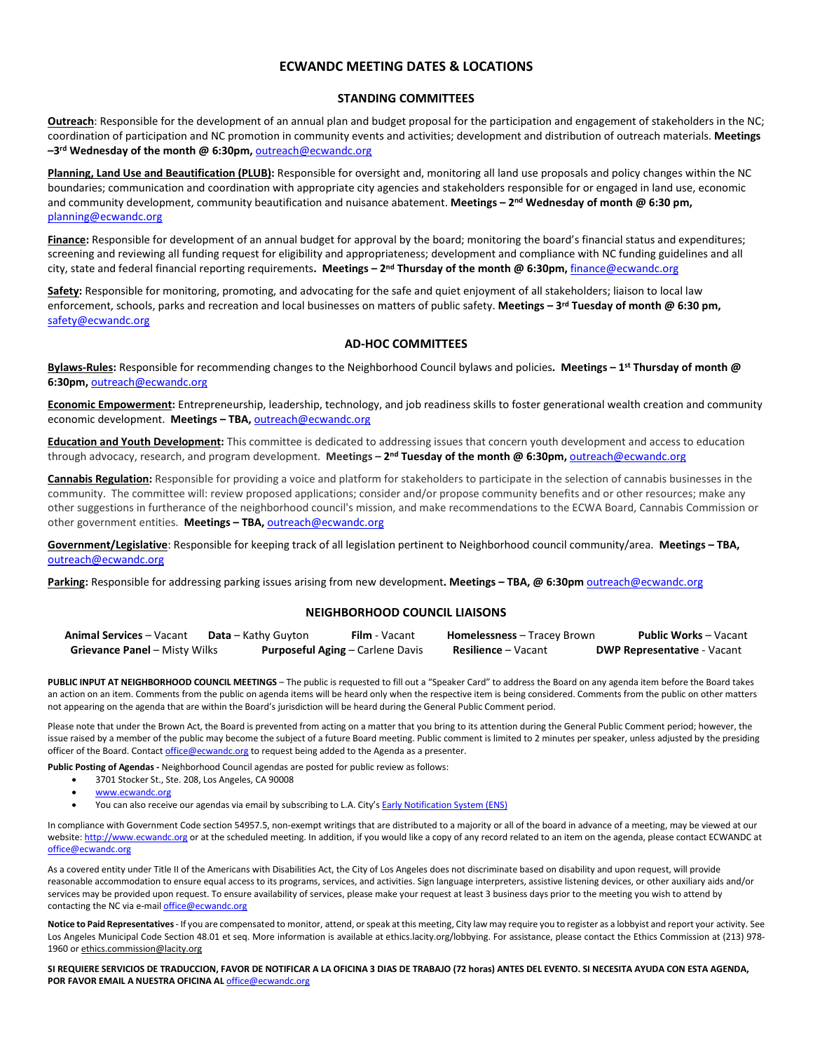## ECWANDC MEETING DATES & LOCATIONS

### STANDING COMMITTEES

**Outreach**: Responsible for the development of an annual plan and budget proposal for the participation and engagement of stakeholders in the NC; coordination of participation and NC promotion in community events and activities; development and distribution of outreach materials. **Meetings –3rd Wednesday of the month @ 6:30pm,** outreach@ecwandc.org

**Planning, Land Use and Beautification (PLUB):** Responsible for oversight and, monitoring all land use proposals and policy changes within the NC boundaries; communication and coordination with appropriate city agencies and stakeholders responsible for or engaged in land use, economic and community development, community beautification and nuisance abatement. **Meetings – 2nd Wednesday of month @ 6:30 pm,** planning@ecwandc.org

**Finance:** Responsible for development of an annual budget for approval by the board; monitoring the board's financial status and expenditures; screening and reviewing all funding request for eligibility and appropriateness; development and compliance with NC funding guidelines and all city, state and federal financial reporting requirements**. Meetings – 2nd Thursday of the month @ 6:30pm,** finance@ecwandc.org

**Safety:** Responsible for monitoring, promoting, and advocating for the safe and quiet enjoyment of all stakeholders; liaison to local law enforcement, schools, parks and recreation and local businesses on matters of public safety. **Meetings – 3rd Tuesday of month @ 6:30 pm,** safety@ecwandc.org

### AD-HOC COMMITTEES

**Bylaws-Rules:** Responsible for recommending changes to the Neighborhood Council bylaws and policies**. Meetings – 1st Thursday of month @ 6:30pm,** outreach@ecwandc.org

**Economic Empowerment:** Entrepreneurship, leadership, technology, and job readiness skills to foster generational wealth creation and community economic development. **Meetings – TBA,** outreach@ecwandc.org

**Education and Youth Development:** This committee is dedicated to addressing issues that concern youth development and access to education through advocacy, research, and program development. **Meetings – 2nd Tuesday of the month @ 6:30pm,** outreach@ecwandc.org

**Cannabis Regulation:** Responsible for providing a voice and platform for stakeholders to participate in the selection of cannabis businesses in the community. The committee will: review proposed applications; consider and/or propose community benefits and or other resources; make any other suggestions in furtherance of the neighborhood council's mission, and make recommendations to the ECWA Board, Cannabis Commission or other government entities. **Meetings – TBA,** outreach@ecwandc.org

**Government/Legislative**: Responsible for keeping track of all legislation pertinent to Neighborhood council community/area. **Meetings – TBA,** outreach@ecwandc.org

**Parking:** Responsible for addressing parking issues arising from new development**. Meetings – TBA, @ 6:30pm** outreach@ecwandc.org

### NEIGHBORHOOD COUNCIL LIAISONS

**Animal Services** – Vacant | **Data** – Kathy Guyton | **Film** - Vacant | **Homelessness** – Tracey Brown | **Public Works** – Vacant
**Grievance Panel** – Misty Wilks | **Purposeful Aging** – Carlene Davis | **Resilience** – Vacant | **DWP Representative** - Vacant

**PUBLIC INPUT AT NEIGHBORHOOD COUNCIL MEETINGS** – The public is requested to fill out a "Speaker Card" to address the Board on any agenda item before the Board takes an action on an item. Comments from the public on agenda items will be heard only when the respective item is being considered. Comments from the public on other matters not appearing on the agenda that are within the Board's jurisdiction will be heard during the General Public Comment period.

Please note that under the Brown Act, the Board is prevented from acting on a matter that you bring to its attention during the General Public Comment period; however, the issue raised by a member of the public may become the subject of a future Board meeting. Public comment is limited to 2 minutes per speaker, unless adjusted by the presiding officer of the Board. Contact office@ecwandc.org to request being added to the Agenda as a presenter.

**Public Posting of Agendas -** Neighborhood Council agendas are posted for public review as follows:

- 3701 Stocker St., Ste. 208, Los Angeles, CA 90008
- www.ecwandc.org
- You can also receive our agendas via email by subscribing to L.A. City's Early Notification System (ENS)

In compliance with Government Code section 54957.5, non-exempt writings that are distributed to a majority or all of the board in advance of a meeting, may be viewed at our website: http://www.ecwandc.org or at the scheduled meeting. In addition, if you would like a copy of any record related to an item on the agenda, please contact ECWANDC at office@ecwandc.org

As a covered entity under Title II of the Americans with Disabilities Act, the City of Los Angeles does not discriminate based on disability and upon request, will provide reasonable accommodation to ensure equal access to its programs, services, and activities. Sign language interpreters, assistive listening devices, or other auxiliary aids and/or services may be provided upon request. To ensure availability of services, please make your request at least 3 business days prior to the meeting you wish to attend by contacting the NC via e-mail office@ecwandc.org

**Notice to Paid Representatives** - If you are compensated to monitor, attend, or speak at this meeting, City law may require you to register as a lobbyist and report your activity. See Los Angeles Municipal Code Section 48.01 et seq. More information is available at ethics.lacity.org/lobbying. For assistance, please contact the Ethics Commission at (213) 978-1960 or ethics.commission@lacity.org

**SI REQUIERE SERVICIOS DE TRADUCCION, FAVOR DE NOTIFICAR A LA OFICINA 3 DIAS DE TRABAJO (72 horas) ANTES DEL EVENTO. SI NECESITA AYUDA CON ESTA AGENDA, POR FAVOR EMAIL A NUESTRA OFICINA AL** office@ecwandc.org